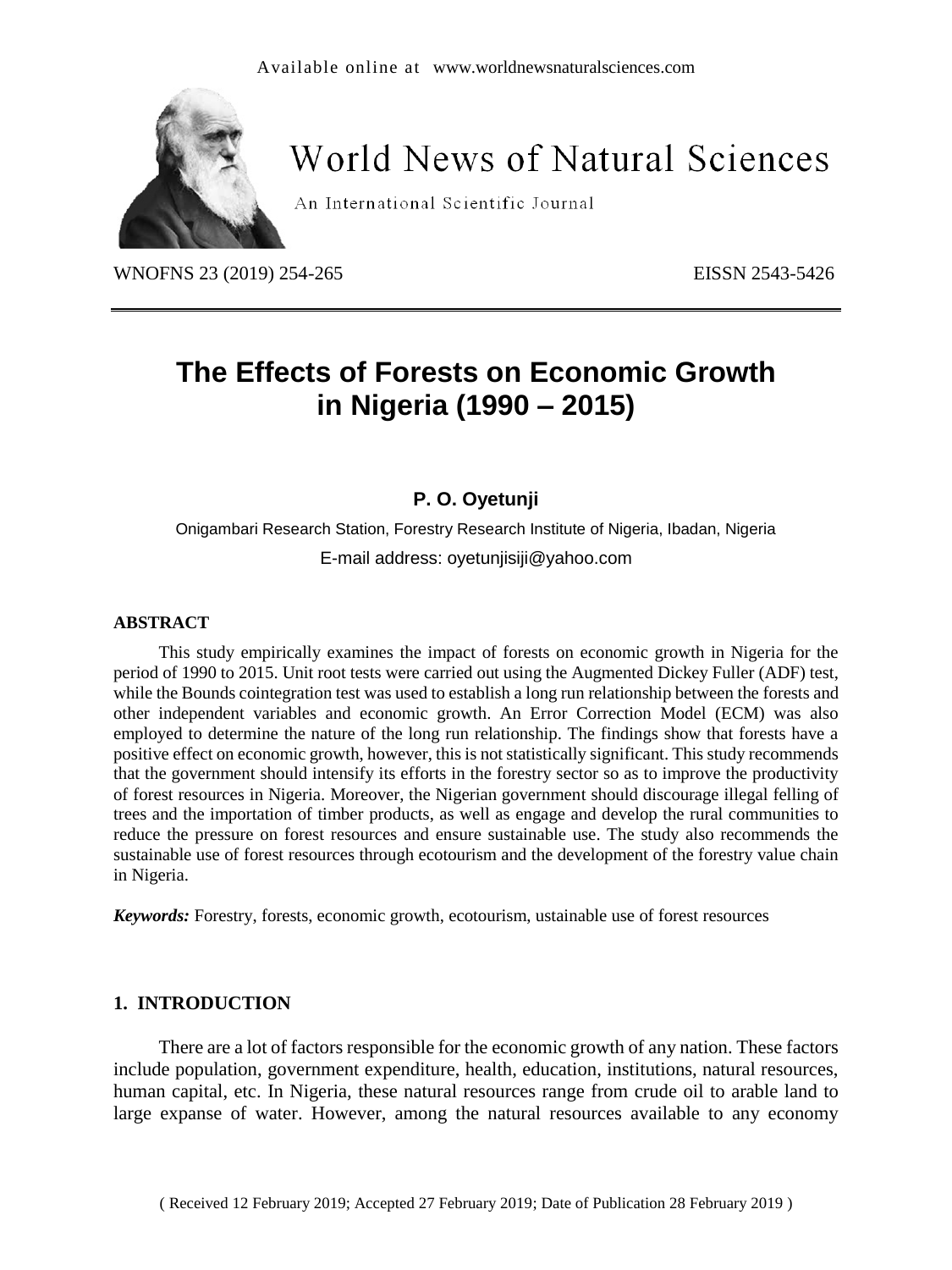Available online at www.worldnewsnaturalsciences.com

# World News of Natural Sciences

An International Scientific Journal

WNOFNS 23 (2019) 254-265 EISSN 2543-5426

# The Effects of Forests on Economic Growth in Nigeria (1990 – 2015)

**P. O. Oyetunji**

Onigambari Research Station, Forestry Research Institute of Nigeria, Ibadan, Nigeria

E-mail address: oyetunjisiji@yahoo.com

## ABSTRACT

This study empirically examines the impact of forests on economic growth in Nigeria for the period of 1990 to 2015. Unit root tests were carried out using the Augmented Dickey Fuller (ADF) test, while the Bounds cointegration test was used to establish a long run relationship between the forests and other independent variables and economic growth. An Error Correction Model (ECM) was also employed to determine the nature of the long run relationship. The findings show that forests have a positive effect on economic growth, however, this is not statistically significant. This study recommends that the government should intensify its efforts in the forestry sector so as to improve the productivity of forest resources in Nigeria. Moreover, the Nigerian government should discourage illegal felling of trees and the importation of timber products, as well as engage and develop the rural communities to reduce the pressure on forest resources and ensure sustainable use. The study also recommends the sustainable use of forest resources through ecotourism and the development of the forestry value chain in Nigeria.

***Keywords:*** Forestry, forests, economic growth, ecotourism, ustainable use of forest resources

## 1. INTRODUCTION

There are a lot of factors responsible for the economic growth of any nation. These factors include population, government expenditure, health, education, institutions, natural resources, human capital, etc. In Nigeria, these natural resources range from crude oil to arable land to large expanse of water. However, among the natural resources available to any economy

( Received 12 February 2019; Accepted 27 February 2019; Date of Publication 28 February 2019 )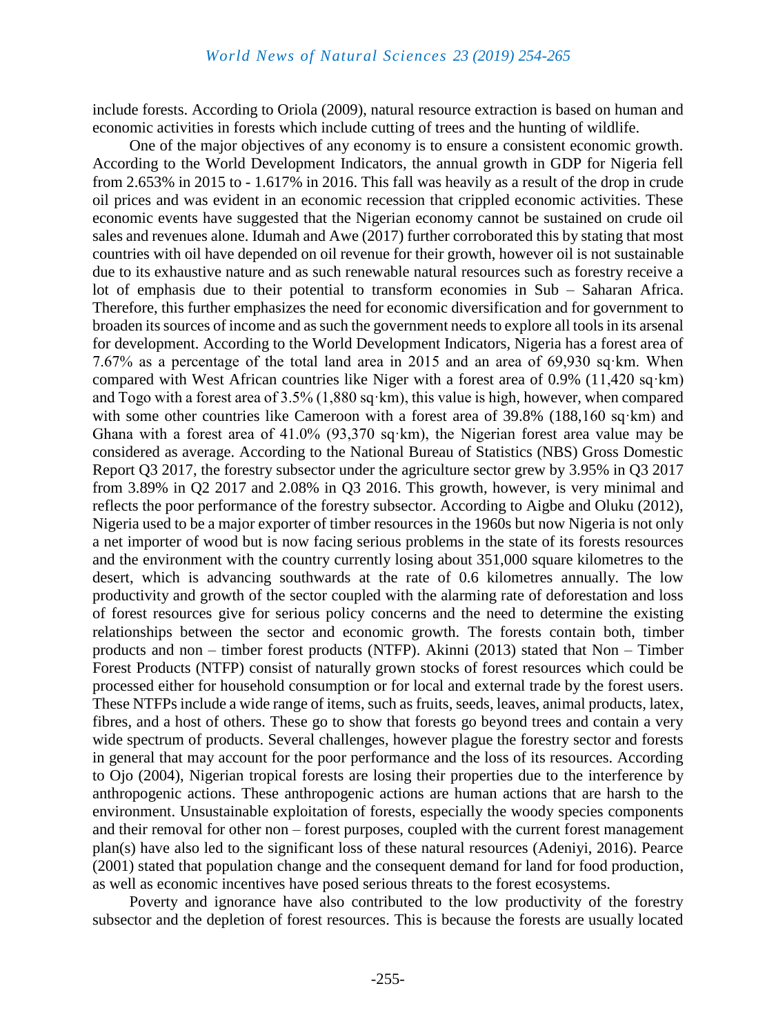include forests. According to Oriola (2009), natural resource extraction is based on human and economic activities in forests which include cutting of trees and the hunting of wildlife.

One of the major objectives of any economy is to ensure a consistent economic growth. According to the World Development Indicators, the annual growth in GDP for Nigeria fell from 2.653% in 2015 to - 1.617% in 2016. This fall was heavily as a result of the drop in crude oil prices and was evident in an economic recession that crippled economic activities. These economic events have suggested that the Nigerian economy cannot be sustained on crude oil sales and revenues alone. Idumah and Awe (2017) further corroborated this by stating that most countries with oil have depended on oil revenue for their growth, however oil is not sustainable due to its exhaustive nature and as such renewable natural resources such as forestry receive a lot of emphasis due to their potential to transform economies in Sub – Saharan Africa. Therefore, this further emphasizes the need for economic diversification and for government to broaden its sources of income and as such the government needs to explore all tools in its arsenal for development. According to the World Development Indicators, Nigeria has a forest area of 7.67% as a percentage of the total land area in 2015 and an area of 69,930 sq·km. When compared with West African countries like Niger with a forest area of 0.9% (11,420 sq·km) and Togo with a forest area of 3.5% (1,880 sq·km), this value is high, however, when compared with some other countries like Cameroon with a forest area of 39.8% (188,160 sq·km) and Ghana with a forest area of 41.0% (93,370 sq·km), the Nigerian forest area value may be considered as average. According to the National Bureau of Statistics (NBS) Gross Domestic Report Q3 2017, the forestry subsector under the agriculture sector grew by 3.95% in Q3 2017 from 3.89% in Q2 2017 and 2.08% in Q3 2016. This growth, however, is very minimal and reflects the poor performance of the forestry subsector. According to Aigbe and Oluku (2012), Nigeria used to be a major exporter of timber resources in the 1960s but now Nigeria is not only a net importer of wood but is now facing serious problems in the state of its forests resources and the environment with the country currently losing about 351,000 square kilometres to the desert, which is advancing southwards at the rate of 0.6 kilometres annually. The low productivity and growth of the sector coupled with the alarming rate of deforestation and loss of forest resources give for serious policy concerns and the need to determine the existing relationships between the sector and economic growth. The forests contain both, timber products and non – timber forest products (NTFP). Akinni (2013) stated that Non – Timber Forest Products (NTFP) consist of naturally grown stocks of forest resources which could be processed either for household consumption or for local and external trade by the forest users. These NTFPs include a wide range of items, such as fruits, seeds, leaves, animal products, latex, fibres, and a host of others. These go to show that forests go beyond trees and contain a very wide spectrum of products. Several challenges, however plague the forestry sector and forests in general that may account for the poor performance and the loss of its resources. According to Ojo (2004), Nigerian tropical forests are losing their properties due to the interference by anthropogenic actions. These anthropogenic actions are human actions that are harsh to the environment. Unsustainable exploitation of forests, especially the woody species components and their removal for other non – forest purposes, coupled with the current forest management plan(s) have also led to the significant loss of these natural resources (Adeniyi, 2016). Pearce (2001) stated that population change and the consequent demand for land for food production, as well as economic incentives have posed serious threats to the forest ecosystems.

Poverty and ignorance have also contributed to the low productivity of the forestry subsector and the depletion of forest resources. This is because the forests are usually located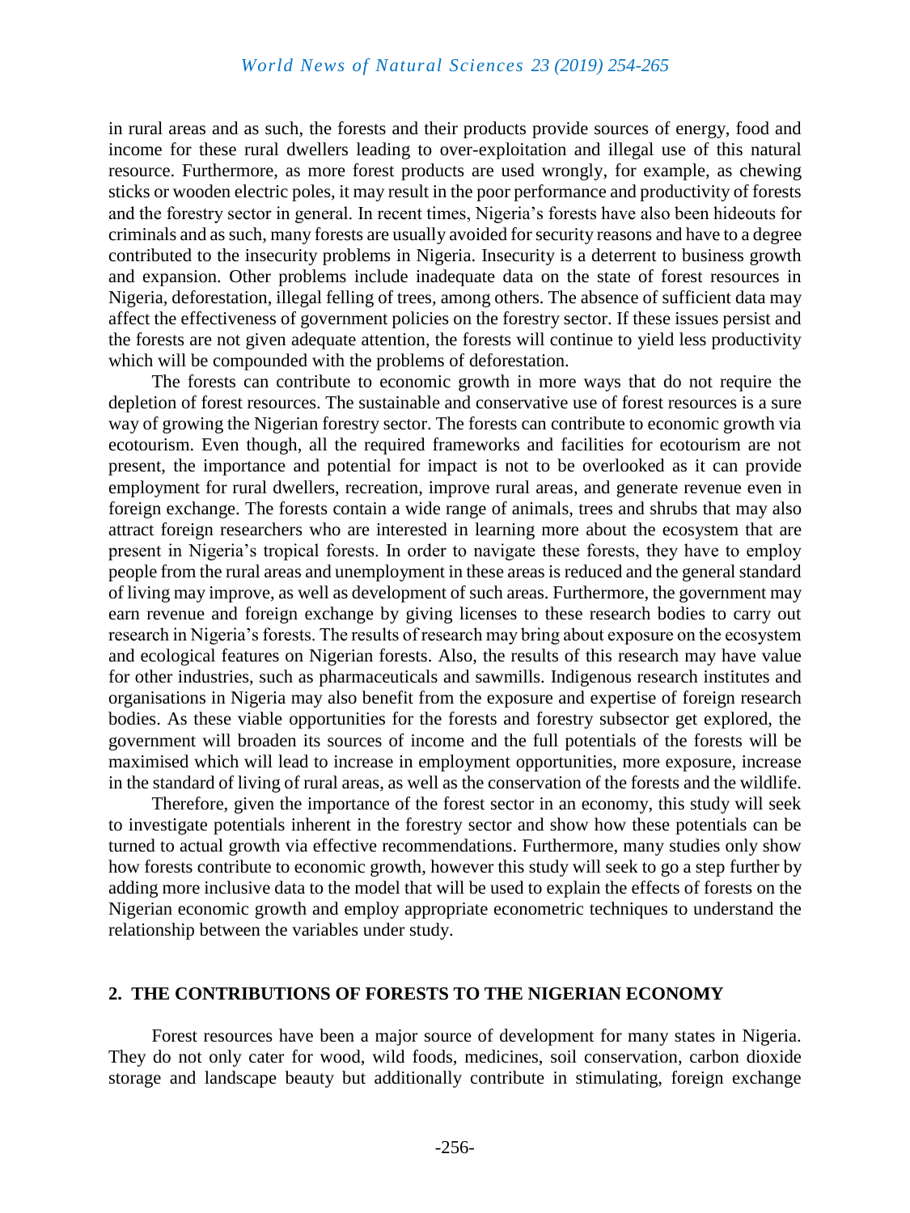in rural areas and as such, the forests and their products provide sources of energy, food and income for these rural dwellers leading to over-exploitation and illegal use of this natural resource. Furthermore, as more forest products are used wrongly, for example, as chewing sticks or wooden electric poles, it may result in the poor performance and productivity of forests and the forestry sector in general. In recent times, Nigeria's forests have also been hideouts for criminals and as such, many forests are usually avoided for security reasons and have to a degree contributed to the insecurity problems in Nigeria. Insecurity is a deterrent to business growth and expansion. Other problems include inadequate data on the state of forest resources in Nigeria, deforestation, illegal felling of trees, among others. The absence of sufficient data may affect the effectiveness of government policies on the forestry sector. If these issues persist and the forests are not given adequate attention, the forests will continue to yield less productivity which will be compounded with the problems of deforestation.

The forests can contribute to economic growth in more ways that do not require the depletion of forest resources. The sustainable and conservative use of forest resources is a sure way of growing the Nigerian forestry sector. The forests can contribute to economic growth via ecotourism. Even though, all the required frameworks and facilities for ecotourism are not present, the importance and potential for impact is not to be overlooked as it can provide employment for rural dwellers, recreation, improve rural areas, and generate revenue even in foreign exchange. The forests contain a wide range of animals, trees and shrubs that may also attract foreign researchers who are interested in learning more about the ecosystem that are present in Nigeria's tropical forests. In order to navigate these forests, they have to employ people from the rural areas and unemployment in these areas is reduced and the general standard of living may improve, as well as development of such areas. Furthermore, the government may earn revenue and foreign exchange by giving licenses to these research bodies to carry out research in Nigeria's forests. The results of research may bring about exposure on the ecosystem and ecological features on Nigerian forests. Also, the results of this research may have value for other industries, such as pharmaceuticals and sawmills. Indigenous research institutes and organisations in Nigeria may also benefit from the exposure and expertise of foreign research bodies. As these viable opportunities for the forests and forestry subsector get explored, the government will broaden its sources of income and the full potentials of the forests will be maximised which will lead to increase in employment opportunities, more exposure, increase in the standard of living of rural areas, as well as the conservation of the forests and the wildlife.

Therefore, given the importance of the forest sector in an economy, this study will seek to investigate potentials inherent in the forestry sector and show how these potentials can be turned to actual growth via effective recommendations. Furthermore, many studies only show how forests contribute to economic growth, however this study will seek to go a step further by adding more inclusive data to the model that will be used to explain the effects of forests on the Nigerian economic growth and employ appropriate econometric techniques to understand the relationship between the variables under study.

## 2. THE CONTRIBUTIONS OF FORESTS TO THE NIGERIAN ECONOMY

Forest resources have been a major source of development for many states in Nigeria. They do not only cater for wood, wild foods, medicines, soil conservation, carbon dioxide storage and landscape beauty but additionally contribute in stimulating, foreign exchange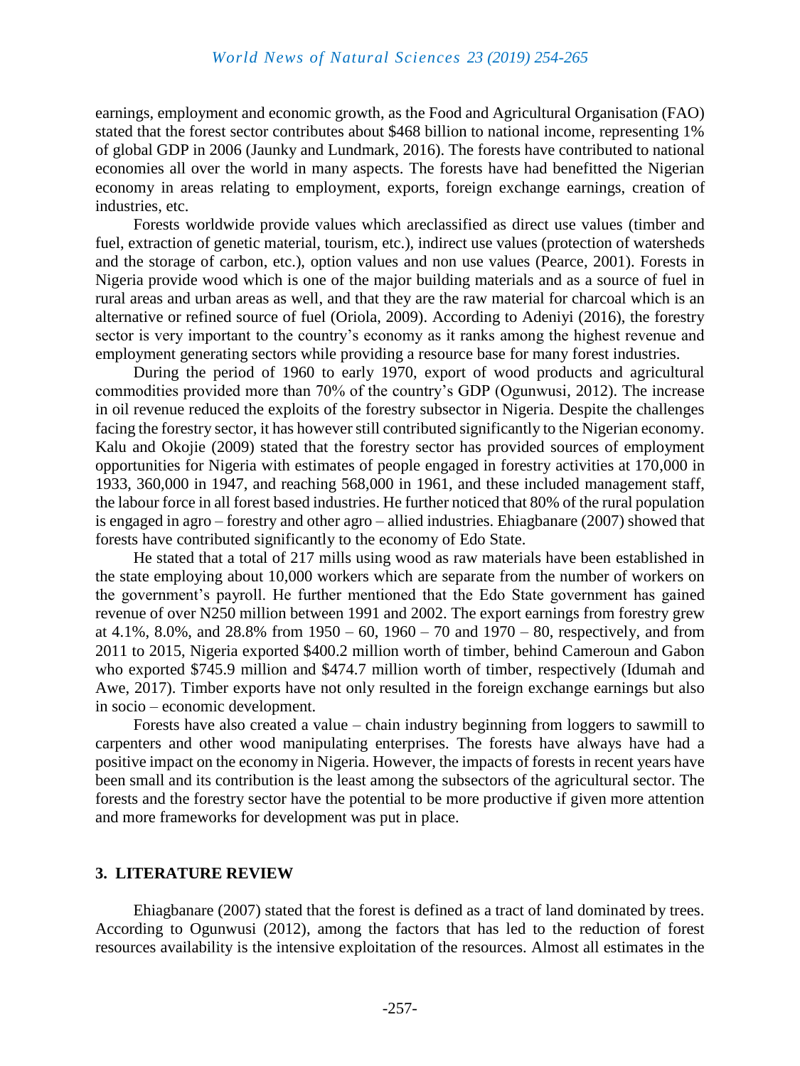earnings, employment and economic growth, as the Food and Agricultural Organisation (FAO) stated that the forest sector contributes about $468 billion to national income, representing 1% of global GDP in 2006 (Jaunky and Lundmark, 2016). The forests have contributed to national economies all over the world in many aspects. The forests have had benefitted the Nigerian economy in areas relating to employment, exports, foreign exchange earnings, creation of industries, etc.

Forests worldwide provide values which areclassified as direct use values (timber and fuel, extraction of genetic material, tourism, etc.), indirect use values (protection of watersheds and the storage of carbon, etc.), option values and non use values (Pearce, 2001). Forests in Nigeria provide wood which is one of the major building materials and as a source of fuel in rural areas and urban areas as well, and that they are the raw material for charcoal which is an alternative or refined source of fuel (Oriola, 2009). According to Adeniyi (2016), the forestry sector is very important to the country's economy as it ranks among the highest revenue and employment generating sectors while providing a resource base for many forest industries.

During the period of 1960 to early 1970, export of wood products and agricultural commodities provided more than 70% of the country's GDP (Ogunwusi, 2012). The increase in oil revenue reduced the exploits of the forestry subsector in Nigeria. Despite the challenges facing the forestry sector, it has however still contributed significantly to the Nigerian economy. Kalu and Okojie (2009) stated that the forestry sector has provided sources of employment opportunities for Nigeria with estimates of people engaged in forestry activities at 170,000 in 1933, 360,000 in 1947, and reaching 568,000 in 1961, and these included management staff, the labour force in all forest based industries. He further noticed that 80% of the rural population is engaged in agro – forestry and other agro – allied industries. Ehiagbanare (2007) showed that forests have contributed significantly to the economy of Edo State.

He stated that a total of 217 mills using wood as raw materials have been established in the state employing about 10,000 workers which are separate from the number of workers on the government's payroll. He further mentioned that the Edo State government has gained revenue of over N250 million between 1991 and 2002. The export earnings from forestry grew at 4.1%, 8.0%, and 28.8% from 1950 – 60, 1960 – 70 and 1970 – 80, respectively, and from 2011 to 2015, Nigeria exported $400.2 million worth of timber, behind Cameroun and Gabon who exported $745.9 million and $474.7 million worth of timber, respectively (Idumah and Awe, 2017). Timber exports have not only resulted in the foreign exchange earnings but also in socio – economic development.

Forests have also created a value – chain industry beginning from loggers to sawmill to carpenters and other wood manipulating enterprises. The forests have always have had a positive impact on the economy in Nigeria. However, the impacts of forests in recent years have been small and its contribution is the least among the subsectors of the agricultural sector. The forests and the forestry sector have the potential to be more productive if given more attention and more frameworks for development was put in place.

## 3. LITERATURE REVIEW

Ehiagbanare (2007) stated that the forest is defined as a tract of land dominated by trees. According to Ogunwusi (2012), among the factors that has led to the reduction of forest resources availability is the intensive exploitation of the resources. Almost all estimates in the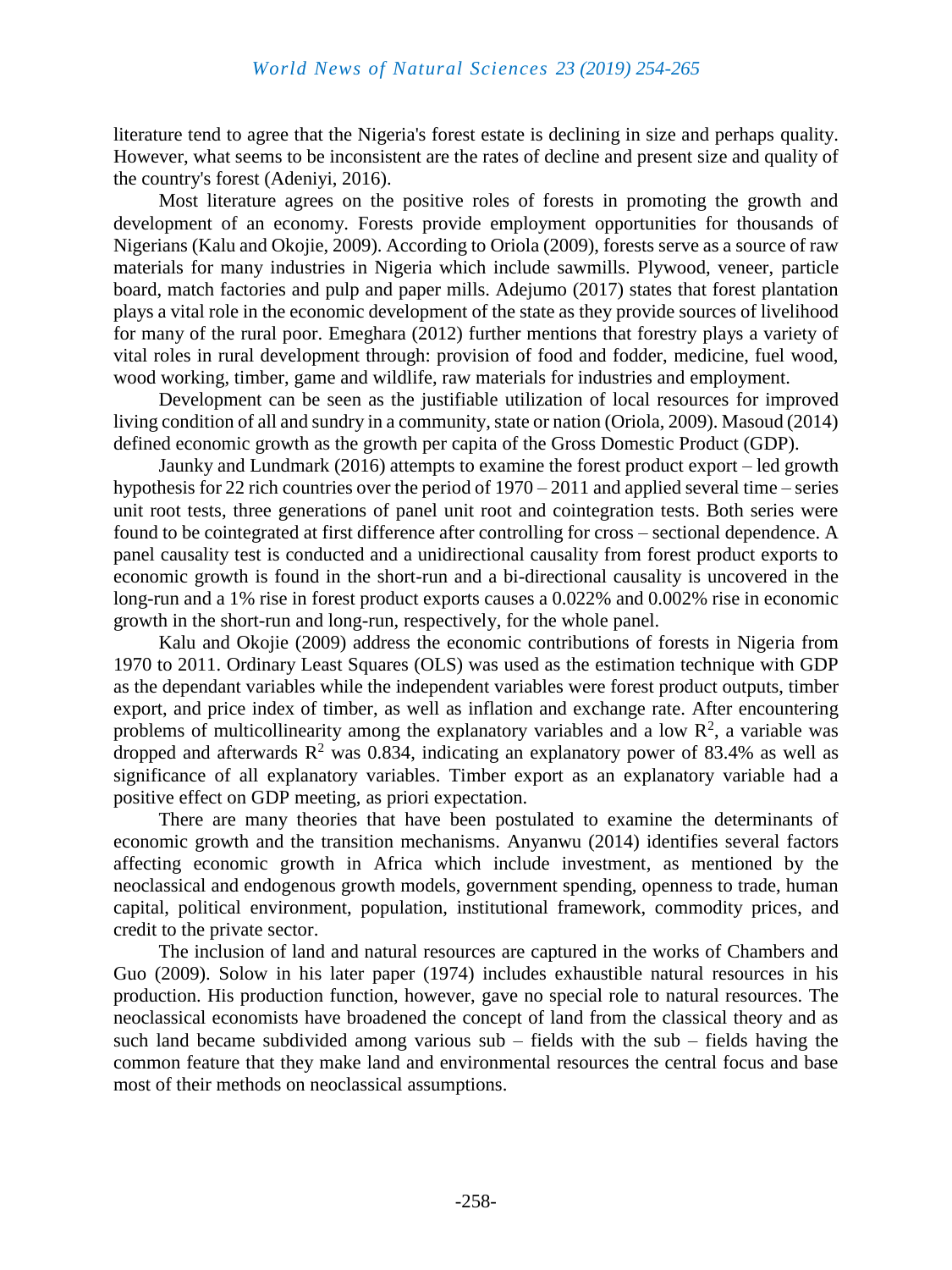literature tend to agree that the Nigeria's forest estate is declining in size and perhaps quality. However, what seems to be inconsistent are the rates of decline and present size and quality of the country's forest (Adeniyi, 2016).

Most literature agrees on the positive roles of forests in promoting the growth and development of an economy. Forests provide employment opportunities for thousands of Nigerians (Kalu and Okojie, 2009). According to Oriola (2009), forests serve as a source of raw materials for many industries in Nigeria which include sawmills. Plywood, veneer, particle board, match factories and pulp and paper mills. Adejumo (2017) states that forest plantation plays a vital role in the economic development of the state as they provide sources of livelihood for many of the rural poor. Emeghara (2012) further mentions that forestry plays a variety of vital roles in rural development through: provision of food and fodder, medicine, fuel wood, wood working, timber, game and wildlife, raw materials for industries and employment.

Development can be seen as the justifiable utilization of local resources for improved living condition of all and sundry in a community, state or nation (Oriola, 2009). Masoud (2014) defined economic growth as the growth per capita of the Gross Domestic Product (GDP).

Jaunky and Lundmark (2016) attempts to examine the forest product export – led growth hypothesis for 22 rich countries over the period of 1970 – 2011 and applied several time – series unit root tests, three generations of panel unit root and cointegration tests. Both series were found to be cointegrated at first difference after controlling for cross – sectional dependence. A panel causality test is conducted and a unidirectional causality from forest product exports to economic growth is found in the short-run and a bi-directional causality is uncovered in the long-run and a 1% rise in forest product exports causes a 0.022% and 0.002% rise in economic growth in the short-run and long-run, respectively, for the whole panel.

Kalu and Okojie (2009) address the economic contributions of forests in Nigeria from 1970 to 2011. Ordinary Least Squares (OLS) was used as the estimation technique with GDP as the dependant variables while the independent variables were forest product outputs, timber export, and price index of timber, as well as inflation and exchange rate. After encountering problems of multicollinearity among the explanatory variables and a low $R^2$, a variable was dropped and afterwards $R^2$ was 0.834, indicating an explanatory power of 83.4% as well as significance of all explanatory variables. Timber export as an explanatory variable had a positive effect on GDP meeting, as priori expectation.

There are many theories that have been postulated to examine the determinants of economic growth and the transition mechanisms. Anyanwu (2014) identifies several factors affecting economic growth in Africa which include investment, as mentioned by the neoclassical and endogenous growth models, government spending, openness to trade, human capital, political environment, population, institutional framework, commodity prices, and credit to the private sector.

The inclusion of land and natural resources are captured in the works of Chambers and Guo (2009). Solow in his later paper (1974) includes exhaustible natural resources in his production. His production function, however, gave no special role to natural resources. The neoclassical economists have broadened the concept of land from the classical theory and as such land became subdivided among various sub – fields with the sub – fields having the common feature that they make land and environmental resources the central focus and base most of their methods on neoclassical assumptions.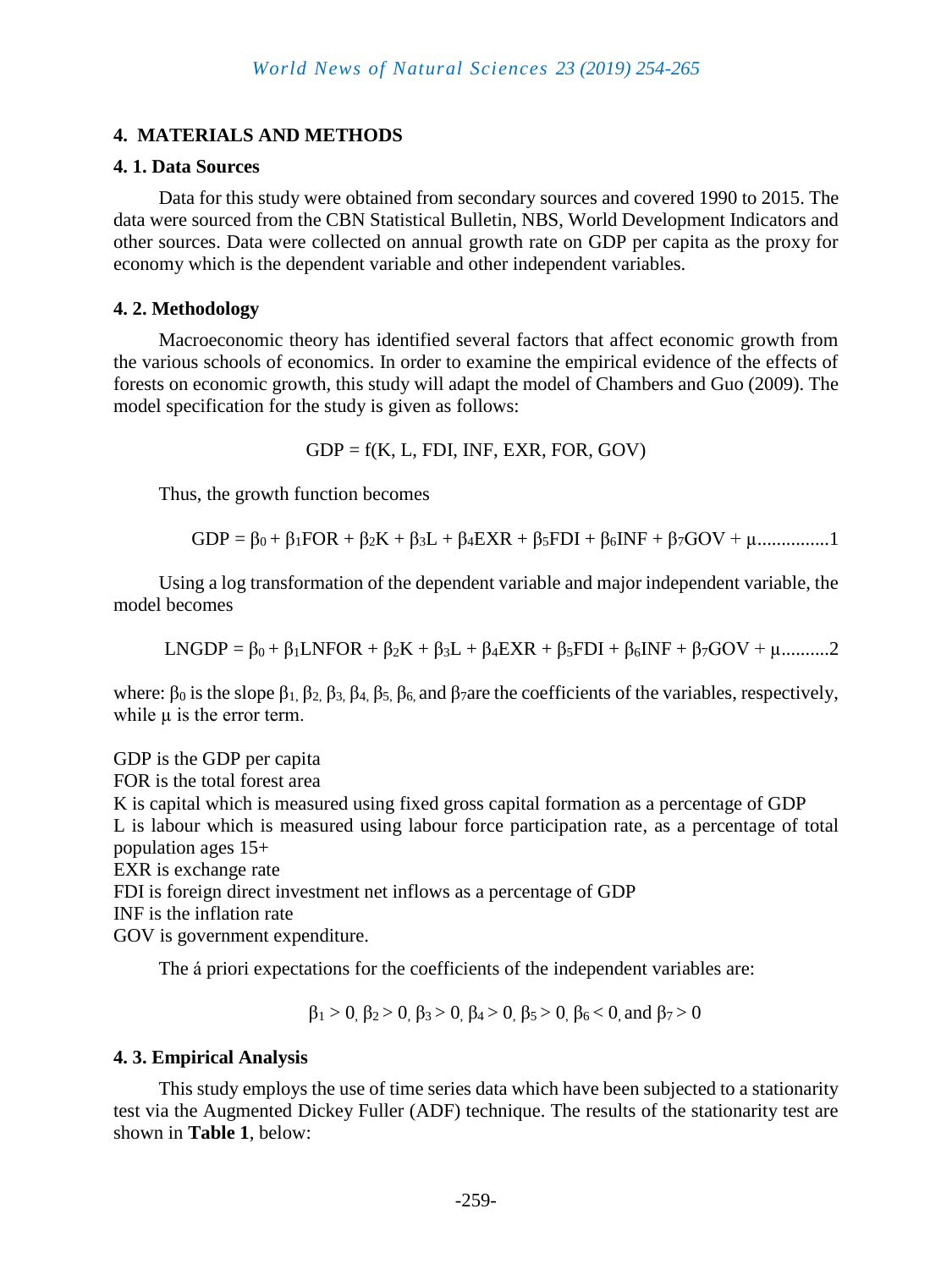## 4. MATERIALS AND METHODS

### 4. 1. Data Sources

Data for this study were obtained from secondary sources and covered 1990 to 2015. The data were sourced from the CBN Statistical Bulletin, NBS, World Development Indicators and other sources. Data were collected on annual growth rate on GDP per capita as the proxy for economy which is the dependent variable and other independent variables.

### 4. 2. Methodology

Macroeconomic theory has identified several factors that affect economic growth from the various schools of economics. In order to examine the empirical evidence of the effects of forests on economic growth, this study will adapt the model of Chambers and Guo (2009). The model specification for the study is given as follows:

$$GDP = f(K, L, FDI, INF, EXR, FOR, GOV)$$

Thus, the growth function becomes

$$GDP = \beta_0 + \beta_1 FOR + \beta_2 K + \beta_3 L + \beta_4 EXR + \beta_5 FDI + \beta_6 INF + \beta_7 GOV + \mu \text{...............1}$$

Using a log transformation of the dependent variable and major independent variable, the model becomes

$$LNGDP = \beta_0 + \beta_1 LNFOR + \beta_2 K + \beta_3 L + \beta_4 EXR + \beta_5 FDI + \beta_6 INF + \beta_7 GOV + \mu \text{..........2}$$

where: $\beta_0$ is the slope $\beta_1, \beta_2, \beta_3, \beta_4, \beta_5, \beta_6,$ and $\beta_7$are the coefficients of the variables, respectively, while $\mu$ is the error term.

GDP is the GDP per capita
FOR is the total forest area
K is capital which is measured using fixed gross capital formation as a percentage of GDP
L is labour which is measured using labour force participation rate, as a percentage of total population ages 15+
EXR is exchange rate
FDI is foreign direct investment net inflows as a percentage of GDP
INF is the inflation rate
GOV is government expenditure.

The á priori expectations for the coefficients of the independent variables are:

$$\beta_1 > 0, \beta_2 > 0, \beta_3 > 0, \beta_4 > 0, \beta_5 > 0, \beta_6 < 0, \text{ and } \beta_7 > 0$$

### 4. 3. Empirical Analysis

This study employs the use of time series data which have been subjected to a stationarity test via the Augmented Dickey Fuller (ADF) technique. The results of the stationarity test are shown in **Table 1**, below: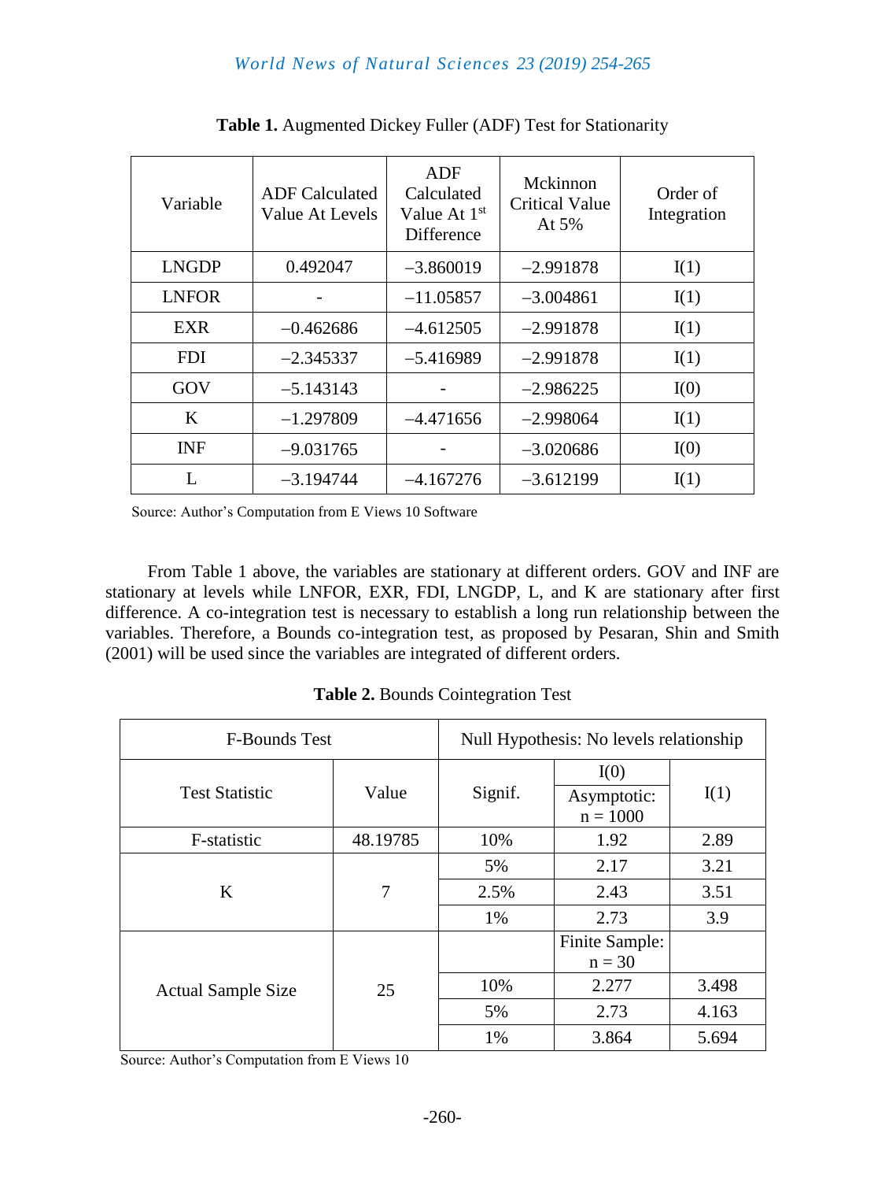**Table 1.** Augmented Dickey Fuller (ADF) Test for Stationarity

| Variable | ADF Calculated Value At Levels | ADF Calculated Value At 1st Difference | Mckinnon Critical Value At 5% | Order of Integration |
|---|---|---|---|---|
| LNGDP | 0.492047 | −3.860019 | −2.991878 | I(1) |
| LNFOR | - | −11.05857 | −3.004861 | I(1) |
| EXR | −0.462686 | −4.612505 | −2.991878 | I(1) |
| FDI | −2.345337 | −5.416989 | −2.991878 | I(1) |
| GOV | −5.143143 | - | −2.986225 | I(0) |
| K | −1.297809 | −4.471656 | −2.998064 | I(1) |
| INF | −9.031765 | - | −3.020686 | I(0) |
| L | −3.194744 | −4.167276 | −3.612199 | I(1) |

Source: Author's Computation from E Views 10 Software

From Table 1 above, the variables are stationary at different orders. GOV and INF are stationary at levels while LNFOR, EXR, FDI, LNGDP, L, and K are stationary after first difference. A co-integration test is necessary to establish a long run relationship between the variables. Therefore, a Bounds co-integration test, as proposed by Pesaran, Shin and Smith (2001) will be used since the variables are integrated of different orders.

**Table 2.** Bounds Cointegration Test

| F-Bounds Test | | Null Hypothesis: No levels relationship | | |
|---|---|---|---|---|
| Test Statistic | Value | Signif. | I(0) | I(1) |
| | | | Asymptotic: n = 1000 | |
| F-statistic | 48.19785 | 10% | 1.92 | 2.89 |
| K | 7 | 5% | 2.17 | 3.21 |
| | | 2.5% | 2.43 | 3.51 |
| | | 1% | 2.73 | 3.9 |
| Actual Sample Size | 25 | | Finite Sample: n = 30 | |
| | | 10% | 2.277 | 3.498 |
| | | 5% | 2.73 | 4.163 |
| | | 1% | 3.864 | 5.694 |

Source: Author's Computation from E Views 10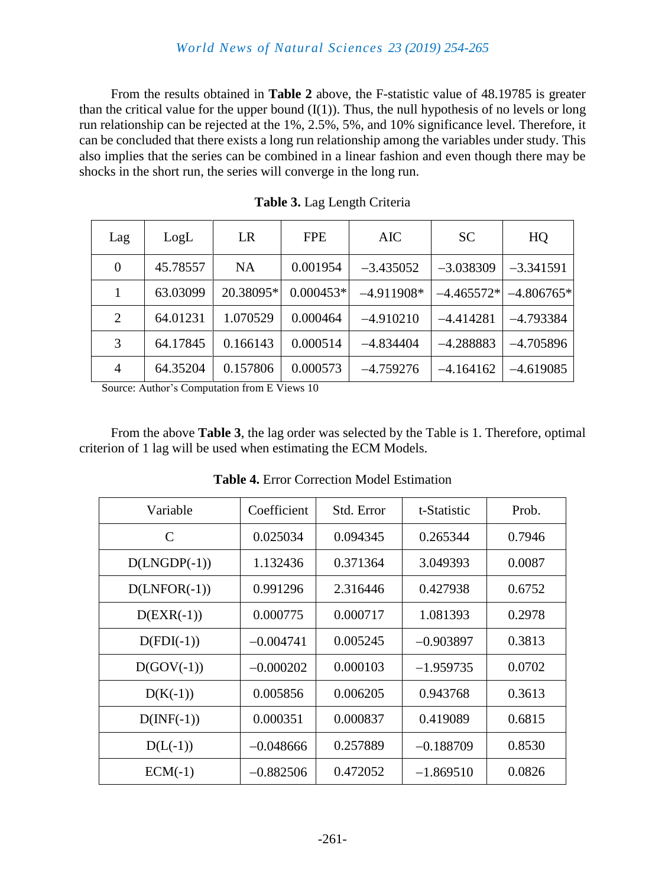From the results obtained in **Table 2** above, the F-statistic value of 48.19785 is greater than the critical value for the upper bound (I(1)). Thus, the null hypothesis of no levels or long run relationship can be rejected at the 1%, 2.5%, 5%, and 10% significance level. Therefore, it can be concluded that there exists a long run relationship among the variables under study. This also implies that the series can be combined in a linear fashion and even though there may be shocks in the short run, the series will converge in the long run.

**Table 3.** Lag Length Criteria

| Lag | LogL | LR | FPE | AIC | SC | HQ |
|---|---|---|---|---|---|---|
| 0 | 45.78557 | NA | 0.001954 | –3.435052 | –3.038309 | –3.341591 |
| 1 | 63.03099 | 20.38095* | 0.000453* | –4.911908* | –4.465572* | –4.806765* |
| 2 | 64.01231 | 1.070529 | 0.000464 | –4.910210 | –4.414281 | –4.793384 |
| 3 | 64.17845 | 0.166143 | 0.000514 | –4.834404 | –4.288883 | –4.705896 |
| 4 | 64.35204 | 0.157806 | 0.000573 | –4.759276 | –4.164162 | –4.619085 |

Source: Author's Computation from E Views 10

From the above **Table 3**, the lag order was selected by the Table is 1. Therefore, optimal criterion of 1 lag will be used when estimating the ECM Models.

**Table 4.** Error Correction Model Estimation

| Variable | Coefficient | Std. Error | t-Statistic | Prob. |
|---|---|---|---|---|
| C | 0.025034 | 0.094345 | 0.265344 | 0.7946 |
| D(LNGDP(-1)) | 1.132436 | 0.371364 | 3.049393 | 0.0087 |
| D(LNFOR(-1)) | 0.991296 | 2.316446 | 0.427938 | 0.6752 |
| D(EXR(-1)) | 0.000775 | 0.000717 | 1.081393 | 0.2978 |
| D(FDI(-1)) | –0.004741 | 0.005245 | –0.903897 | 0.3813 |
| D(GOV(-1)) | –0.000202 | 0.000103 | –1.959735 | 0.0702 |
| D(K(-1)) | 0.005856 | 0.006205 | 0.943768 | 0.3613 |
| D(INF(-1)) | 0.000351 | 0.000837 | 0.419089 | 0.6815 |
| D(L(-1)) | –0.048666 | 0.257889 | –0.188709 | 0.8530 |
| ECM(-1) | –0.882506 | 0.472052 | –1.869510 | 0.0826 |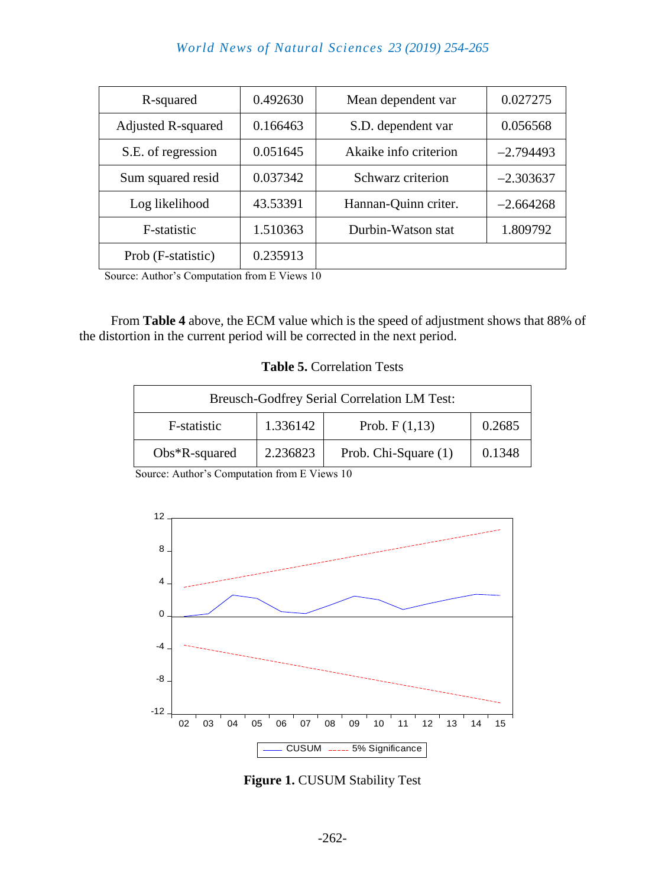| R-squared | 0.492630 | Mean dependent var | 0.027275 |
|---|---|---|---|
| Adjusted R-squared | 0.166463 | S.D. dependent var | 0.056568 |
| S.E. of regression | 0.051645 | Akaike info criterion | –2.794493 |
| Sum squared resid | 0.037342 | Schwarz criterion | –2.303637 |
| Log likelihood | 43.53391 | Hannan-Quinn criter. | –2.664268 |
| F-statistic | 1.510363 | Durbin-Watson stat | 1.809792 |
| Prob (F-statistic) | 0.235913 | | |

Source: Author's Computation from E Views 10

From **Table 4** above, the ECM value which is the speed of adjustment shows that 88% of the distortion in the current period will be corrected in the next period.

**Table 5.** Correlation Tests

| Breusch-Godfrey Serial Correlation LM Test: | | | |
|---|---|---|---|
| F-statistic | 1.336142 | Prob. F (1,13) | 0.2685 |
| Obs*R-squared | 2.236823 | Prob. Chi-Square (1) | 0.1348 |

Source: Author's Computation from E Views 10

**Figure 1.** CUSUM Stability Test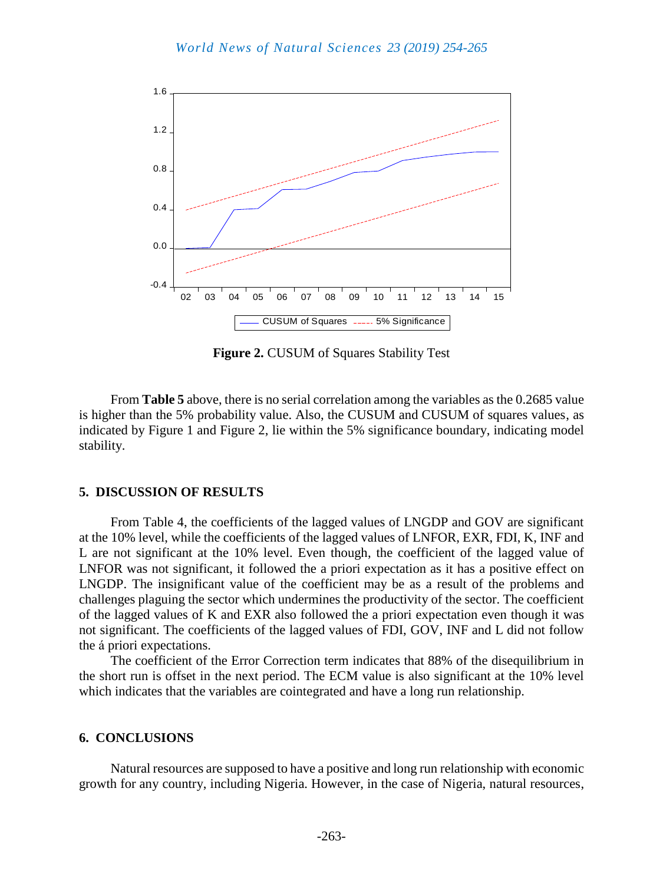**Figure 2.** CUSUM of Squares Stability Test

From **Table 5** above, there is no serial correlation among the variables as the 0.2685 value is higher than the 5% probability value. Also, the CUSUM and CUSUM of squares values, as indicated by Figure 1 and Figure 2, lie within the 5% significance boundary, indicating model stability.

## 5. DISCUSSION OF RESULTS

From Table 4, the coefficients of the lagged values of LNGDP and GOV are significant at the 10% level, while the coefficients of the lagged values of LNFOR, EXR, FDI, K, INF and L are not significant at the 10% level. Even though, the coefficient of the lagged value of LNFOR was not significant, it followed the a priori expectation as it has a positive effect on LNGDP. The insignificant value of the coefficient may be as a result of the problems and challenges plaguing the sector which undermines the productivity of the sector. The coefficient of the lagged values of K and EXR also followed the a priori expectation even though it was not significant. The coefficients of the lagged values of FDI, GOV, INF and L did not follow the á priori expectations.

The coefficient of the Error Correction term indicates that 88% of the disequilibrium in the short run is offset in the next period. The ECM value is also significant at the 10% level which indicates that the variables are cointegrated and have a long run relationship.

## 6. CONCLUSIONS

Natural resources are supposed to have a positive and long run relationship with economic growth for any country, including Nigeria. However, in the case of Nigeria, natural resources,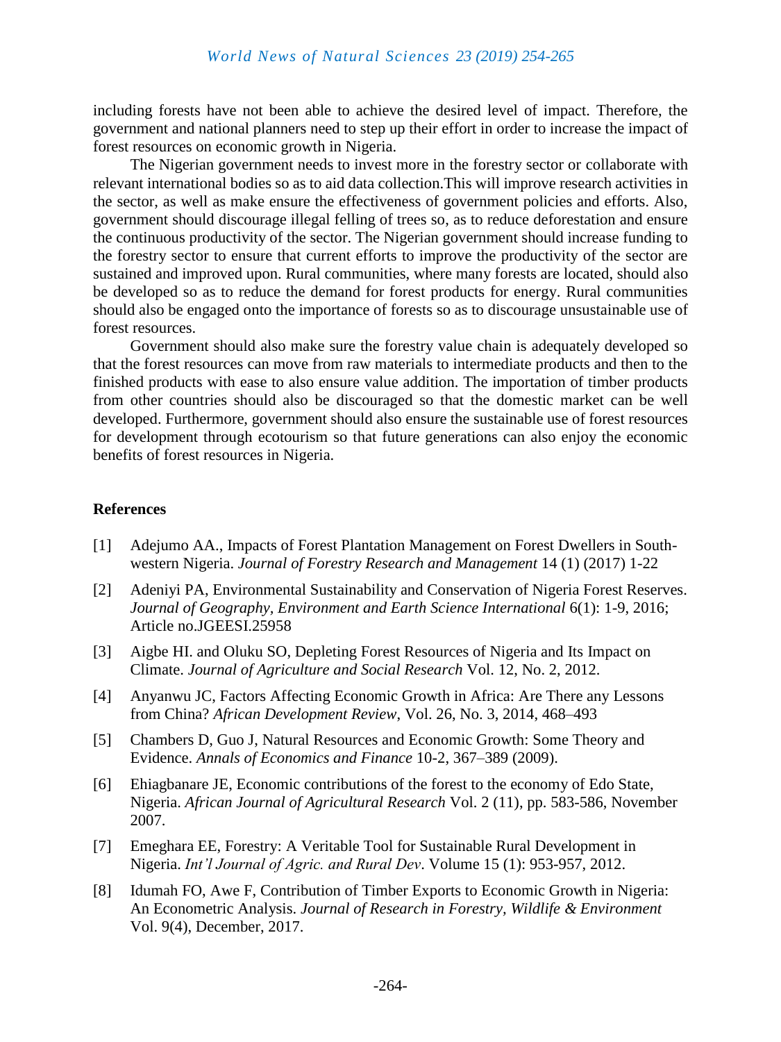including forests have not been able to achieve the desired level of impact. Therefore, the government and national planners need to step up their effort in order to increase the impact of forest resources on economic growth in Nigeria.

The Nigerian government needs to invest more in the forestry sector or collaborate with relevant international bodies so as to aid data collection.This will improve research activities in the sector, as well as make ensure the effectiveness of government policies and efforts. Also, government should discourage illegal felling of trees so, as to reduce deforestation and ensure the continuous productivity of the sector. The Nigerian government should increase funding to the forestry sector to ensure that current efforts to improve the productivity of the sector are sustained and improved upon. Rural communities, where many forests are located, should also be developed so as to reduce the demand for forest products for energy. Rural communities should also be engaged onto the importance of forests so as to discourage unsustainable use of forest resources.

Government should also make sure the forestry value chain is adequately developed so that the forest resources can move from raw materials to intermediate products and then to the finished products with ease to also ensure value addition. The importation of timber products from other countries should also be discouraged so that the domestic market can be well developed. Furthermore, government should also ensure the sustainable use of forest resources for development through ecotourism so that future generations can also enjoy the economic benefits of forest resources in Nigeria.

## References

[1] Adejumo AA., Impacts of Forest Plantation Management on Forest Dwellers in South-western Nigeria. *Journal of Forestry Research and Management* 14 (1) (2017) 1-22

[2] Adeniyi PA, Environmental Sustainability and Conservation of Nigeria Forest Reserves. *Journal of Geography, Environment and Earth Science International* 6(1): 1-9, 2016; Article no.JGEESI.25958

[3] Aigbe HI. and Oluku SO, Depleting Forest Resources of Nigeria and Its Impact on Climate. *Journal of Agriculture and Social Research* Vol. 12, No. 2, 2012.

[4] Anyanwu JC, Factors Affecting Economic Growth in Africa: Are There any Lessons from China? *African Development Review*, Vol. 26, No. 3, 2014, 468–493

[5] Chambers D, Guo J, Natural Resources and Economic Growth: Some Theory and Evidence. *Annals of Economics and Finance* 10-2, 367–389 (2009).

[6] Ehiagbanare JE, Economic contributions of the forest to the economy of Edo State, Nigeria. *African Journal of Agricultural Research* Vol. 2 (11), pp. 583-586, November 2007.

[7] Emeghara EE, Forestry: A Veritable Tool for Sustainable Rural Development in Nigeria. *Int'l Journal of Agric. and Rural Dev*. Volume 15 (1): 953-957, 2012.

[8] Idumah FO, Awe F, Contribution of Timber Exports to Economic Growth in Nigeria: An Econometric Analysis. *Journal of Research in Forestry, Wildlife & Environment* Vol. 9(4), December, 2017.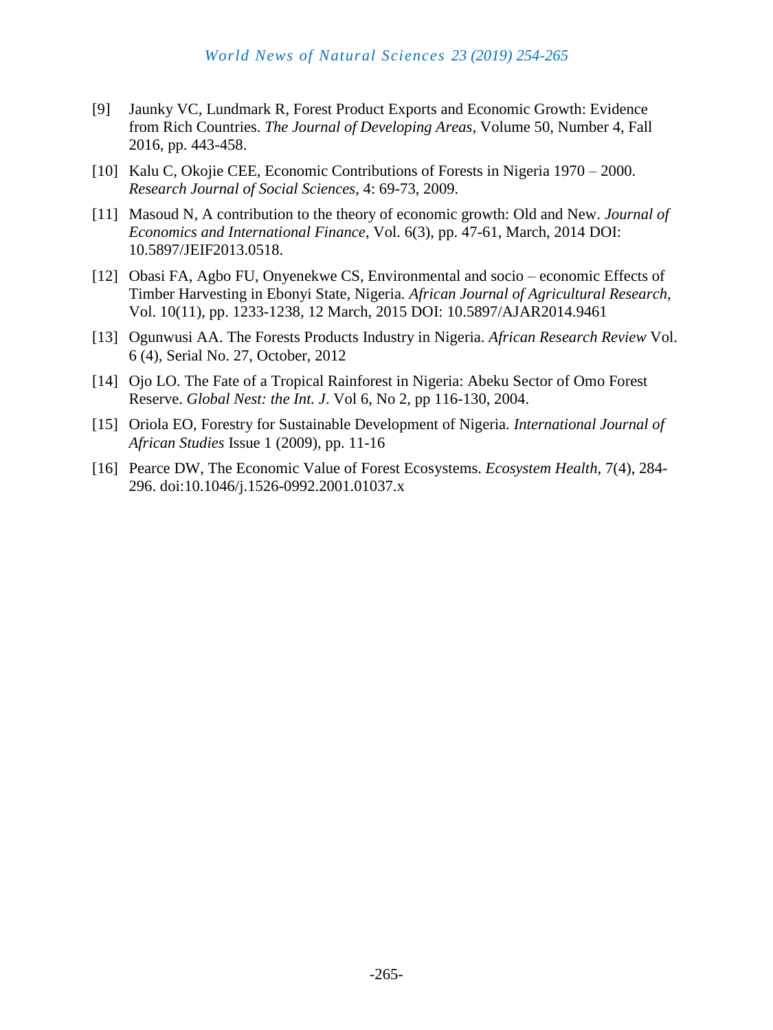[9] Jaunky VC, Lundmark R, Forest Product Exports and Economic Growth: Evidence from Rich Countries. *The Journal of Developing Areas*, Volume 50, Number 4, Fall 2016, pp. 443-458.

[10] Kalu C, Okojie CEE, Economic Contributions of Forests in Nigeria 1970 – 2000. *Research Journal of Social Sciences*, 4: 69-73, 2009.

[11] Masoud N, A contribution to the theory of economic growth: Old and New. *Journal of Economics and International Finance*, Vol. 6(3), pp. 47-61, March, 2014 DOI: 10.5897/JEIF2013.0518.

[12] Obasi FA, Agbo FU, Onyenekwe CS, Environmental and socio – economic Effects of Timber Harvesting in Ebonyi State, Nigeria. *African Journal of Agricultural Research*, Vol. 10(11), pp. 1233-1238, 12 March, 2015 DOI: 10.5897/AJAR2014.9461

[13] Ogunwusi AA. The Forests Products Industry in Nigeria. *African Research Review* Vol. 6 (4), Serial No. 27, October, 2012

[14] Ojo LO. The Fate of a Tropical Rainforest in Nigeria: Abeku Sector of Omo Forest Reserve. *Global Nest: the Int. J*. Vol 6, No 2, pp 116-130, 2004.

[15] Oriola EO, Forestry for Sustainable Development of Nigeria. *International Journal of African Studies* Issue 1 (2009), pp. 11-16

[16] Pearce DW, The Economic Value of Forest Ecosystems. *Ecosystem Health*, 7(4), 284-296. doi:10.1046/j.1526-0992.2001.01037.x